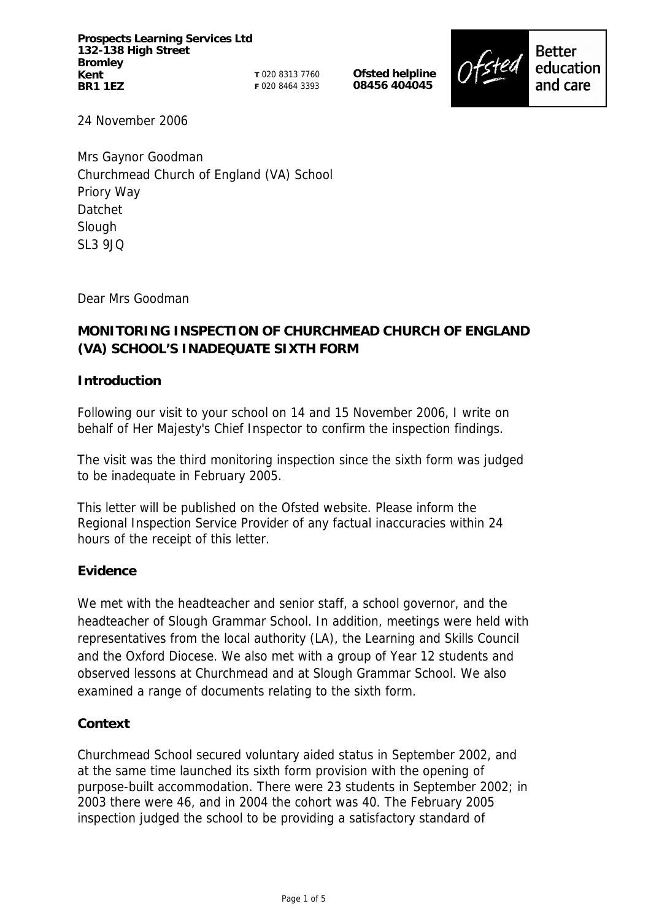**Prospects Learning Services Ltd**
**132-138 High Street**
**Bromley**
**Kent**
**BR1 1EZ**

**T** 020 8313 7760
**F** 020 8464 3393

**Ofsted helpline**
**08456 404045**

Ofsted Better education and care

24 November 2006

Mrs Gaynor Goodman
Churchmead Church of England (VA) School
Priory Way
Datchet
Slough
SL3 9JQ

Dear Mrs Goodman

**MONITORING INSPECTION OF CHURCHMEAD CHURCH OF ENGLAND (VA) SCHOOL'S INADEQUATE SIXTH FORM**

**Introduction**

Following our visit to your school on 14 and 15 November 2006, I write on behalf of Her Majesty's Chief Inspector to confirm the inspection findings.

The visit was the third monitoring inspection since the sixth form was judged to be inadequate in February 2005.

This letter will be published on the Ofsted website. Please inform the Regional Inspection Service Provider of any factual inaccuracies within 24 hours of the receipt of this letter.

**Evidence**

We met with the headteacher and senior staff, a school governor, and the headteacher of Slough Grammar School. In addition, meetings were held with representatives from the local authority (LA), the Learning and Skills Council and the Oxford Diocese. We also met with a group of Year 12 students and observed lessons at Churchmead and at Slough Grammar School. We also examined a range of documents relating to the sixth form.

**Context**

Churchmead School secured voluntary aided status in September 2002, and at the same time launched its sixth form provision with the opening of purpose-built accommodation. There were 23 students in September 2002; in 2003 there were 46, and in 2004 the cohort was 40. The February 2005 inspection judged the school to be providing a satisfactory standard of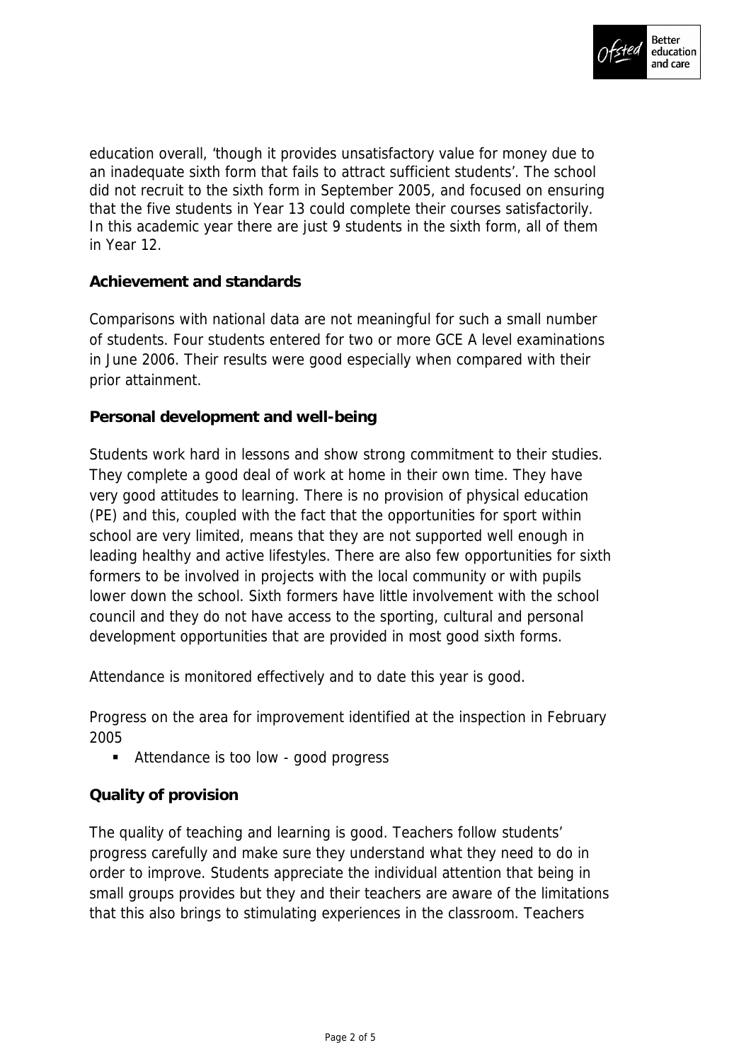education overall, 'though it provides unsatisfactory value for money due to an inadequate sixth form that fails to attract sufficient students'. The school did not recruit to the sixth form in September 2005, and focused on ensuring that the five students in Year 13 could complete their courses satisfactorily. In this academic year there are just 9 students in the sixth form, all of them in Year 12.

**Achievement and standards**

Comparisons with national data are not meaningful for such a small number of students. Four students entered for two or more GCE A level examinations in June 2006. Their results were good especially when compared with their prior attainment.

**Personal development and well-being**

Students work hard in lessons and show strong commitment to their studies. They complete a good deal of work at home in their own time. They have very good attitudes to learning. There is no provision of physical education (PE) and this, coupled with the fact that the opportunities for sport within school are very limited, means that they are not supported well enough in leading healthy and active lifestyles. There are also few opportunities for sixth formers to be involved in projects with the local community or with pupils lower down the school. Sixth formers have little involvement with the school council and they do not have access to the sporting, cultural and personal development opportunities that are provided in most good sixth forms.

Attendance is monitored effectively and to date this year is good.

Progress on the area for improvement identified at the inspection in February 2005

- Attendance is too low - good progress

**Quality of provision**

The quality of teaching and learning is good. Teachers follow students' progress carefully and make sure they understand what they need to do in order to improve. Students appreciate the individual attention that being in small groups provides but they and their teachers are aware of the limitations that this also brings to stimulating experiences in the classroom. Teachers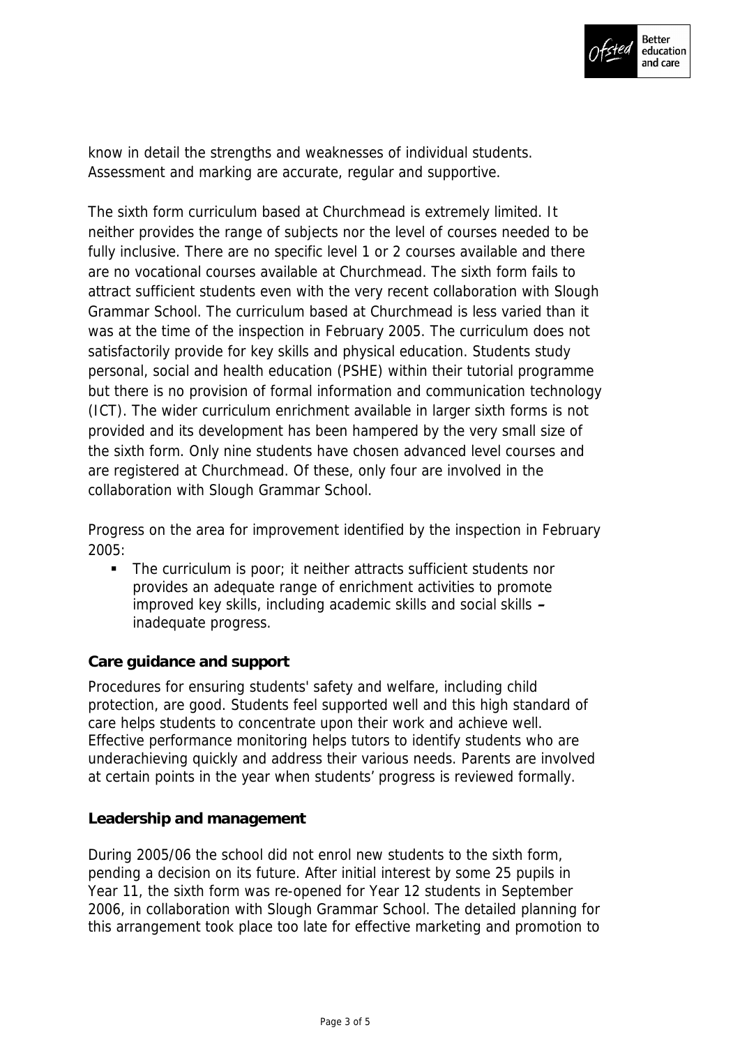know in detail the strengths and weaknesses of individual students. Assessment and marking are accurate, regular and supportive.

The sixth form curriculum based at Churchmead is extremely limited. It neither provides the range of subjects nor the level of courses needed to be fully inclusive. There are no specific level 1 or 2 courses available and there are no vocational courses available at Churchmead. The sixth form fails to attract sufficient students even with the very recent collaboration with Slough Grammar School. The curriculum based at Churchmead is less varied than it was at the time of the inspection in February 2005. The curriculum does not satisfactorily provide for key skills and physical education. Students study personal, social and health education (PSHE) within their tutorial programme but there is no provision of formal information and communication technology (ICT). The wider curriculum enrichment available in larger sixth forms is not provided and its development has been hampered by the very small size of the sixth form. Only nine students have chosen advanced level courses and are registered at Churchmead. Of these, only four are involved in the collaboration with Slough Grammar School.

Progress on the area for improvement identified by the inspection in February 2005:

- The curriculum is poor; it neither attracts sufficient students nor provides an adequate range of enrichment activities to promote improved key skills, including academic skills and social skills **–** inadequate progress.

**Care guidance and support**

Procedures for ensuring students' safety and welfare, including child protection, are good. Students feel supported well and this high standard of care helps students to concentrate upon their work and achieve well. Effective performance monitoring helps tutors to identify students who are underachieving quickly and address their various needs. Parents are involved at certain points in the year when students' progress is reviewed formally.

**Leadership and management**

During 2005/06 the school did not enrol new students to the sixth form, pending a decision on its future. After initial interest by some 25 pupils in Year 11, the sixth form was re-opened for Year 12 students in September 2006, in collaboration with Slough Grammar School. The detailed planning for this arrangement took place too late for effective marketing and promotion to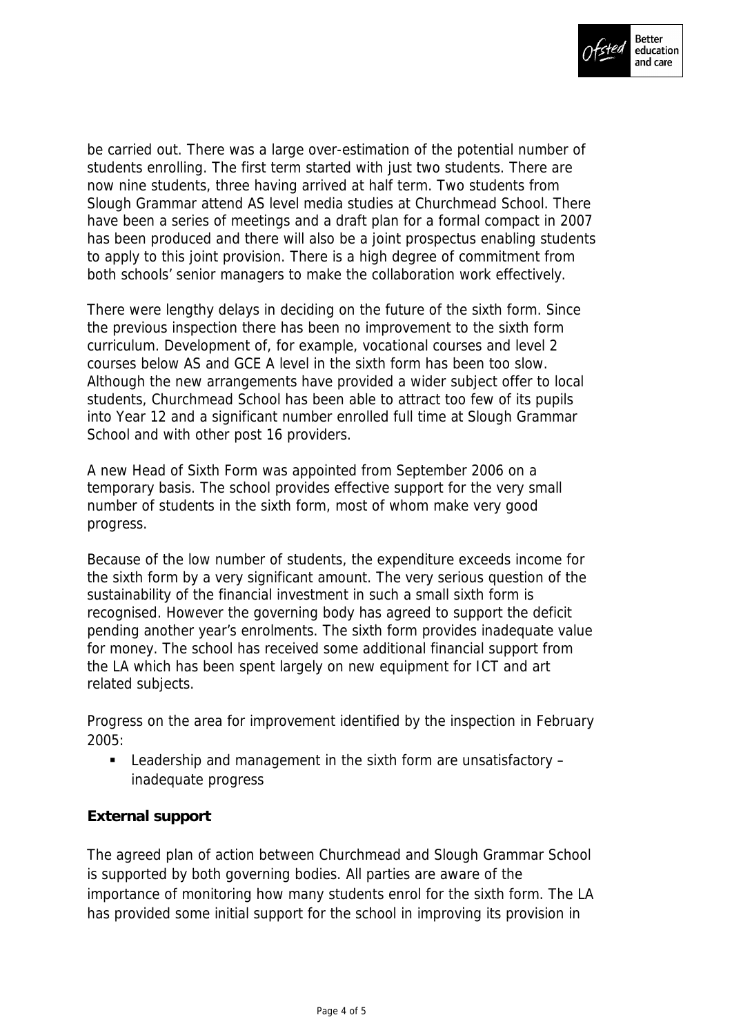be carried out. There was a large over-estimation of the potential number of students enrolling. The first term started with just two students. There are now nine students, three having arrived at half term. Two students from Slough Grammar attend AS level media studies at Churchmead School. There have been a series of meetings and a draft plan for a formal compact in 2007 has been produced and there will also be a joint prospectus enabling students to apply to this joint provision. There is a high degree of commitment from both schools' senior managers to make the collaboration work effectively.

There were lengthy delays in deciding on the future of the sixth form. Since the previous inspection there has been no improvement to the sixth form curriculum. Development of, for example, vocational courses and level 2 courses below AS and GCE A level in the sixth form has been too slow. Although the new arrangements have provided a wider subject offer to local students, Churchmead School has been able to attract too few of its pupils into Year 12 and a significant number enrolled full time at Slough Grammar School and with other post 16 providers.

A new Head of Sixth Form was appointed from September 2006 on a temporary basis. The school provides effective support for the very small number of students in the sixth form, most of whom make very good progress.

Because of the low number of students, the expenditure exceeds income for the sixth form by a very significant amount. The very serious question of the sustainability of the financial investment in such a small sixth form is recognised. However the governing body has agreed to support the deficit pending another year's enrolments. The sixth form provides inadequate value for money. The school has received some additional financial support from the LA which has been spent largely on new equipment for ICT and art related subjects.

Progress on the area for improvement identified by the inspection in February 2005:

- Leadership and management in the sixth form are unsatisfactory – inadequate progress

**External support**

The agreed plan of action between Churchmead and Slough Grammar School is supported by both governing bodies. All parties are aware of the importance of monitoring how many students enrol for the sixth form. The LA has provided some initial support for the school in improving its provision in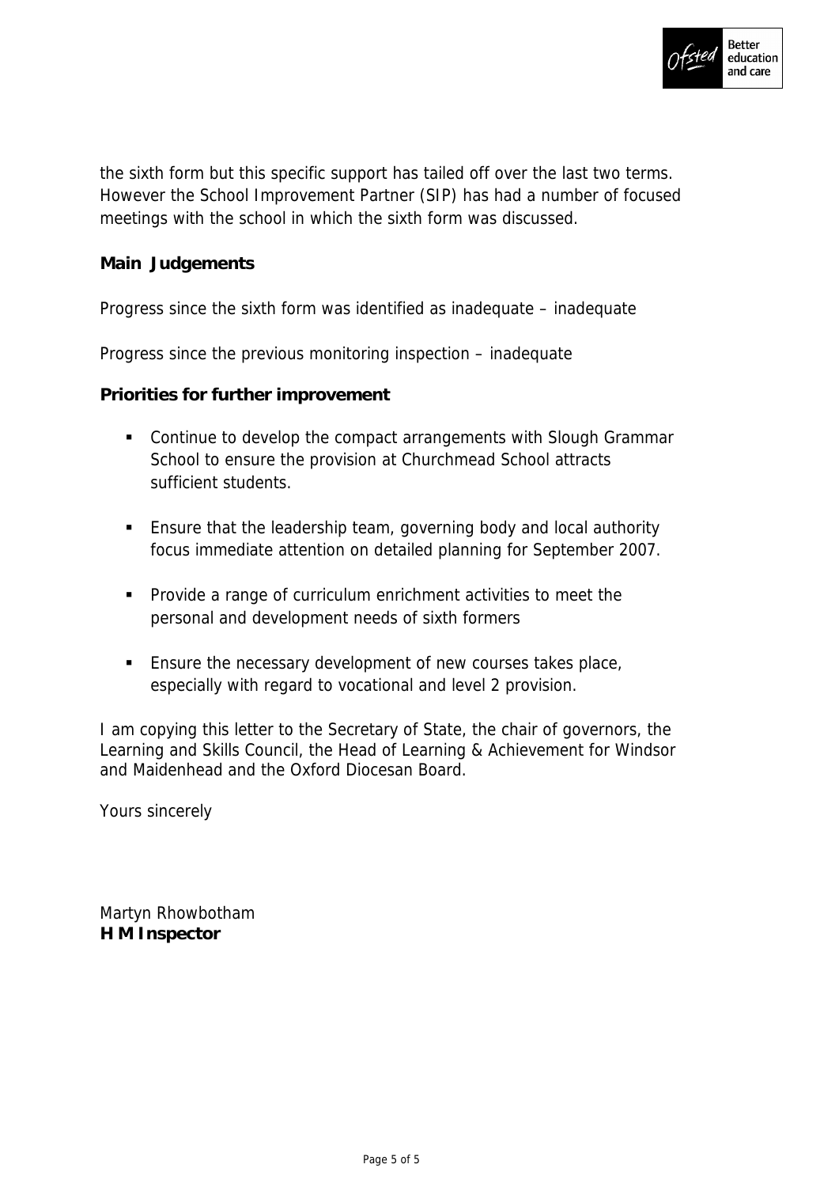the sixth form but this specific support has tailed off over the last two terms. However the School Improvement Partner (SIP) has had a number of focused meetings with the school in which the sixth form was discussed.

**Main Judgements**

Progress since the sixth form was identified as inadequate – inadequate

Progress since the previous monitoring inspection – inadequate

**Priorities for further improvement**

- Continue to develop the compact arrangements with Slough Grammar School to ensure the provision at Churchmead School attracts sufficient students.
- Ensure that the leadership team, governing body and local authority focus immediate attention on detailed planning for September 2007.
- Provide a range of curriculum enrichment activities to meet the personal and development needs of sixth formers
- Ensure the necessary development of new courses takes place, especially with regard to vocational and level 2 provision.

I am copying this letter to the Secretary of State, the chair of governors, the Learning and Skills Council, the Head of Learning & Achievement for Windsor and Maidenhead and the Oxford Diocesan Board.

Yours sincerely

Martyn Rhowbotham
**H M Inspector**